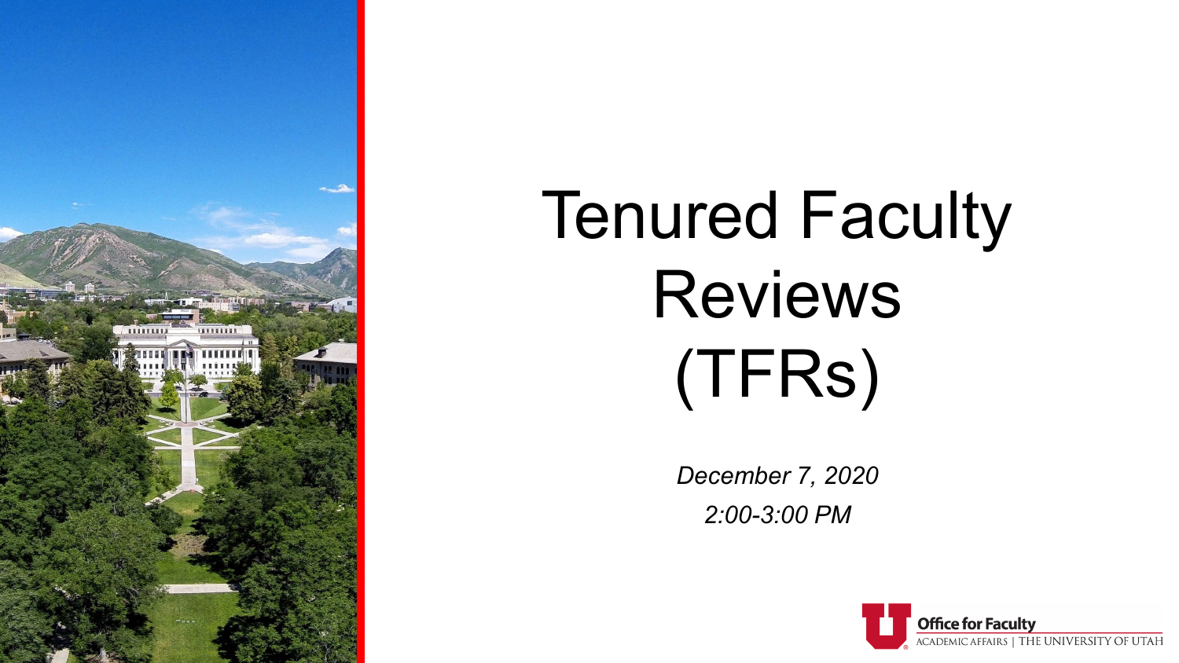# Tenured Faculty Reviews (TFRs)

*December 7, 2020*

*2:00-3:00 PM*

Office for Faculty
ACADEMIC AFFAIRS | THE UNIVERSITY OF UTAH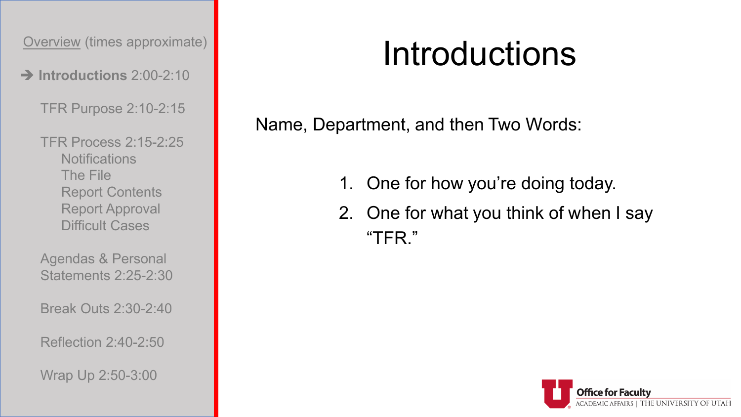Overview (times approximate)

- ➔ **Introductions** 2:00-2:10
- TFR Purpose 2:10-2:15
- TFR Process 2:15-2:25
  - Notifications
  - The File
  - Report Contents
  - Report Approval
  - Difficult Cases
- Agendas & Personal Statements 2:25-2:30
- Break Outs 2:30-2:40
- Reflection 2:40-2:50
- Wrap Up 2:50-3:00

# Introductions

Name, Department, and then Two Words:

1. One for how you're doing today.
2. One for what you think of when I say "TFR."

Office for Faculty
ACADEMIC AFFAIRS | THE UNIVERSITY OF UTAH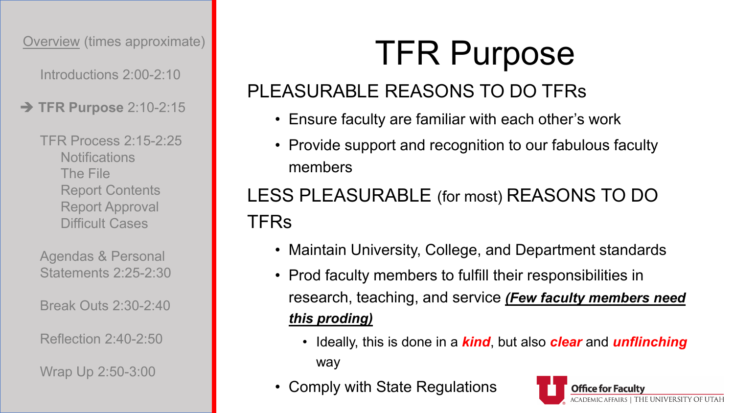Overview (times approximate)

Introductions 2:00-2:10

➔ **TFR Purpose** 2:10-2:15

TFR Process 2:15-2:25
- Notifications
- The File
- Report Contents
- Report Approval
- Difficult Cases

Agendas & Personal Statements 2:25-2:30

Break Outs 2:30-2:40

Reflection 2:40-2:50

Wrap Up 2:50-3:00

# TFR Purpose

## PLEASURABLE REASONS TO DO TFRs

- Ensure faculty are familiar with each other's work
- Provide support and recognition to our fabulous faculty members

## LESS PLEASURABLE (for most) REASONS TO DO TFRs

- Maintain University, College, and Department standards
- Prod faculty members to fulfill their responsibilities in research, teaching, and service ***(Few faculty members need this proding)***
  - Ideally, this is done in a ***kind***, but also ***clear*** and ***unflinching*** way
- Comply with State Regulations

Office for Faculty
ACADEMIC AFFAIRS | THE UNIVERSITY OF UTAH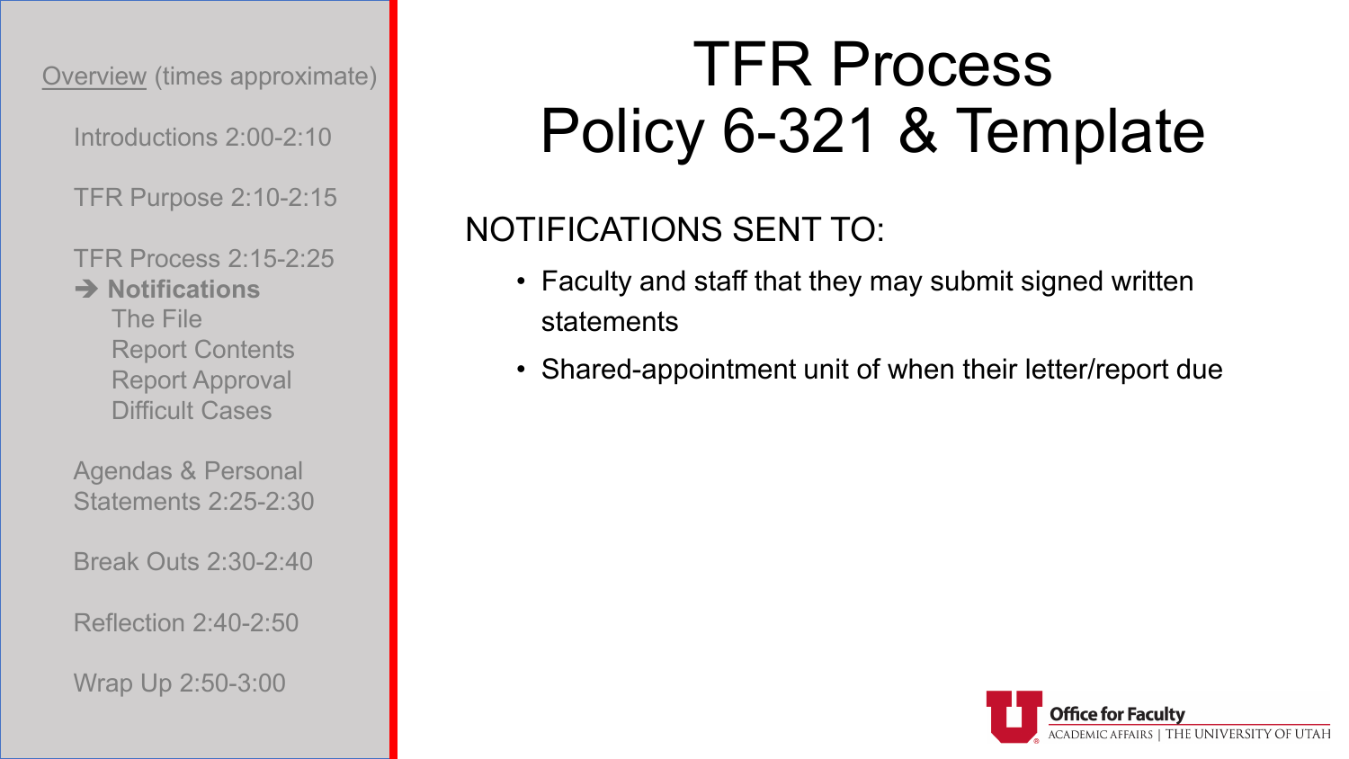Overview (times approximate)

- Introductions 2:00-2:10
- TFR Purpose 2:10-2:15
- TFR Process 2:15-2:25
  - ➔ **Notifications**
  - The File
  - Report Contents
  - Report Approval
  - Difficult Cases
- Agendas & Personal Statements 2:25-2:30
- Break Outs 2:30-2:40
- Reflection 2:40-2:50
- Wrap Up 2:50-3:00

# TFR Process
# Policy 6-321 & Template

NOTIFICATIONS SENT TO:

- Faculty and staff that they may submit signed written statements
- Shared-appointment unit of when their letter/report due

Office for Faculty
ACADEMIC AFFAIRS | THE UNIVERSITY OF UTAH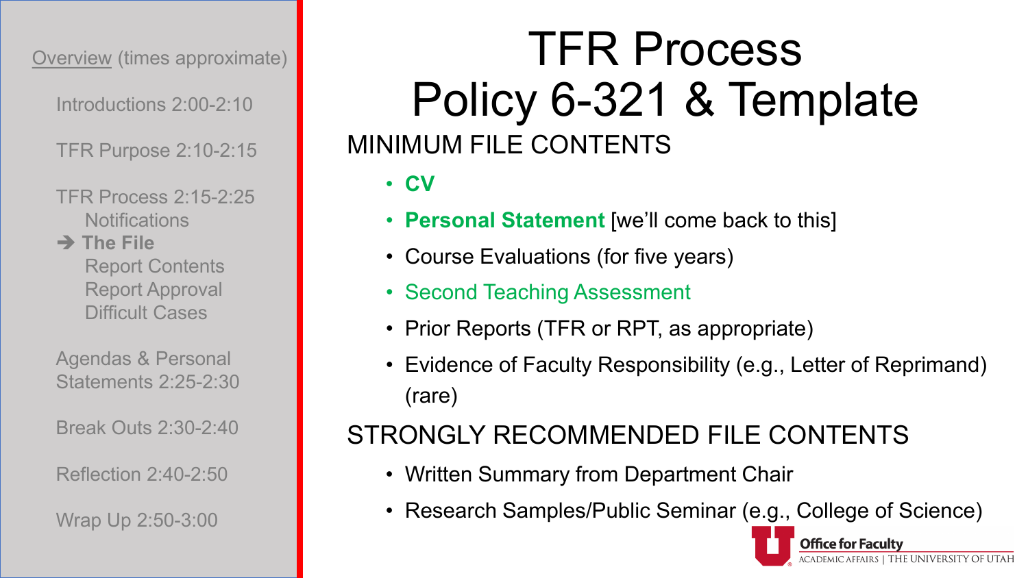Overview (times approximate)

- Introductions 2:00-2:10
- TFR Purpose 2:10-2:15
- TFR Process 2:15-2:25
  - Notifications
  - ➔ **The File**
  - Report Contents
  - Report Approval
  - Difficult Cases
- Agendas & Personal Statements 2:25-2:30
- Break Outs 2:30-2:40
- Reflection 2:40-2:50
- Wrap Up 2:50-3:00

# TFR Process Policy 6-321 & Template

## MINIMUM FILE CONTENTS

- **CV**
- **Personal Statement** [we'll come back to this]
- Course Evaluations (for five years)
- Second Teaching Assessment
- Prior Reports (TFR or RPT, as appropriate)
- Evidence of Faculty Responsibility (e.g., Letter of Reprimand) (rare)

## STRONGLY RECOMMENDED FILE CONTENTS

- Written Summary from Department Chair
- Research Samples/Public Seminar (e.g., College of Science)

Office for Faculty
ACADEMIC AFFAIRS | THE UNIVERSITY OF UTAH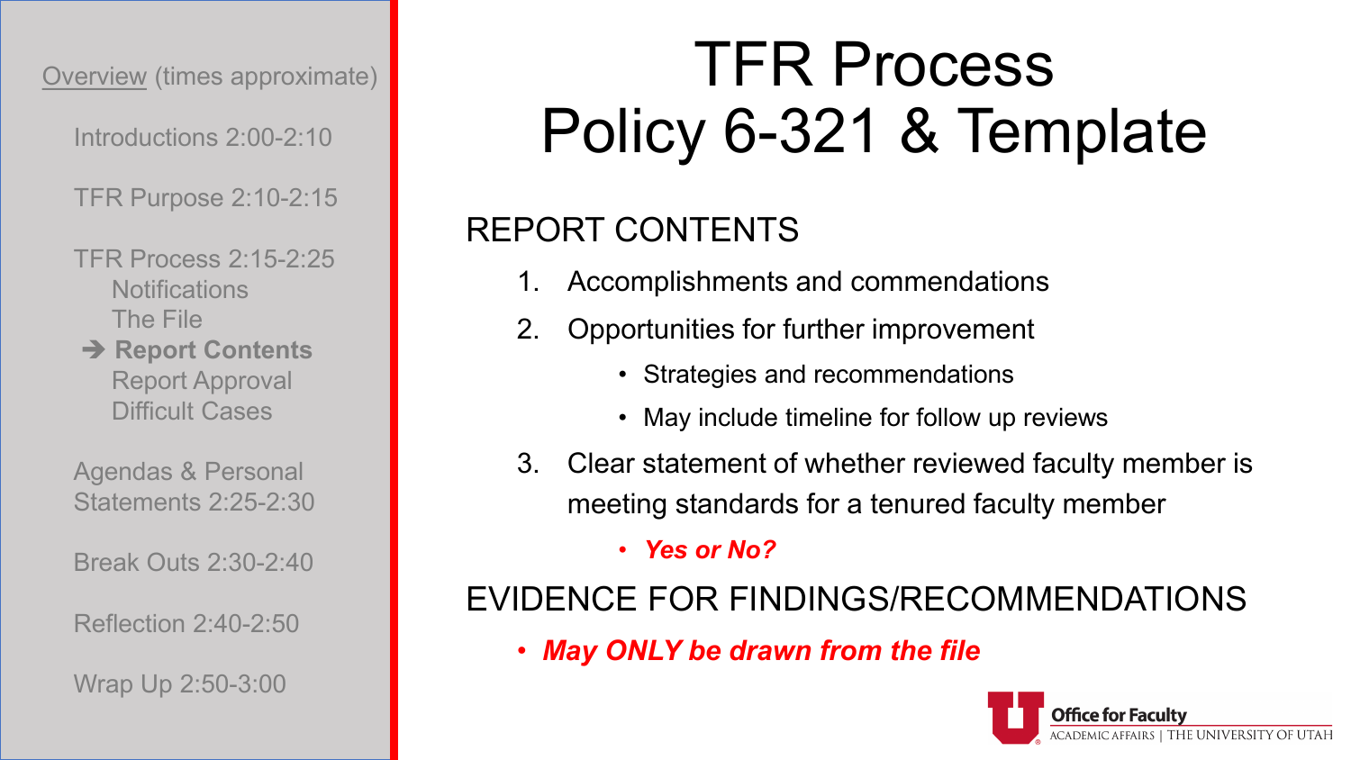Overview (times approximate)

- Introductions 2:00-2:10
- TFR Purpose 2:10-2:15
- TFR Process 2:15-2:25
  - Notifications
  - The File
  - ➔ **Report Contents**
  - Report Approval
  - Difficult Cases
- Agendas & Personal Statements 2:25-2:30
- Break Outs 2:30-2:40
- Reflection 2:40-2:50
- Wrap Up 2:50-3:00

# TFR Process Policy 6-321 & Template

## REPORT CONTENTS

1. Accomplishments and commendations
2. Opportunities for further improvement
   - Strategies and recommendations
   - May include timeline for follow up reviews
3. Clear statement of whether reviewed faculty member is meeting standards for a tenured faculty member
   - ***Yes or No?***

## EVIDENCE FOR FINDINGS/RECOMMENDATIONS

- ***May ONLY be drawn from the file***

Office for Faculty
ACADEMIC AFFAIRS | THE UNIVERSITY OF UTAH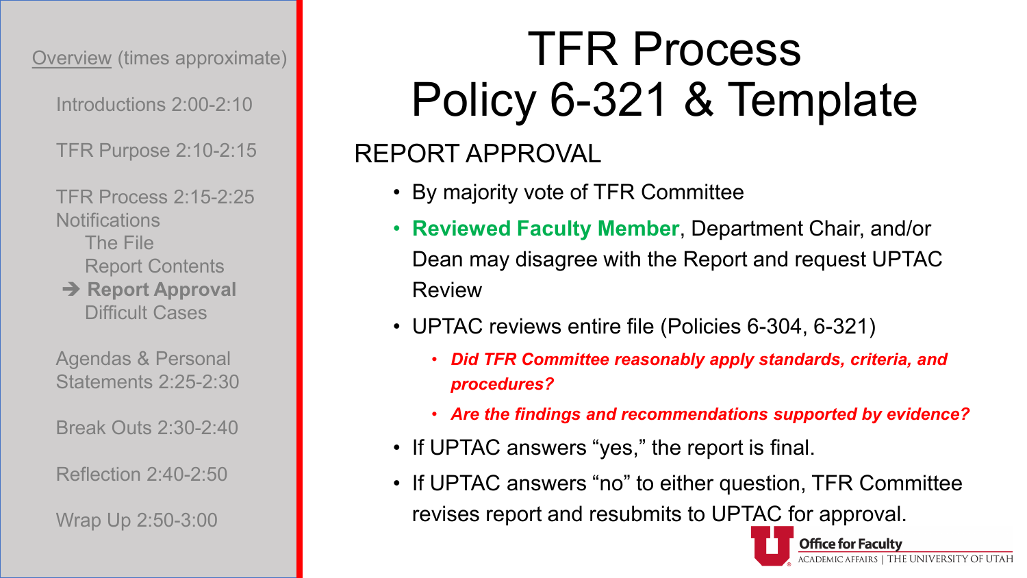Overview (times approximate)

Introductions 2:00-2:10

TFR Purpose 2:10-2:15

TFR Process 2:15-2:25
Notifications
The File
Report Contents
➔ **Report Approval**
Difficult Cases

Agendas & Personal Statements 2:25-2:30

Break Outs 2:30-2:40

Reflection 2:40-2:50

Wrap Up 2:50-3:00

# TFR Process Policy 6-321 & Template

## REPORT APPROVAL

- By majority vote of TFR Committee
- **Reviewed Faculty Member**, Department Chair, and/or Dean may disagree with the Report and request UPTAC Review
- UPTAC reviews entire file (Policies 6-304, 6-321)
  - ***Did TFR Committee reasonably apply standards, criteria, and procedures?***
  - ***Are the findings and recommendations supported by evidence?***
- If UPTAC answers "yes," the report is final.
- If UPTAC answers "no" to either question, TFR Committee revises report and resubmits to UPTAC for approval.

Office for Faculty
ACADEMIC AFFAIRS | THE UNIVERSITY OF UTAH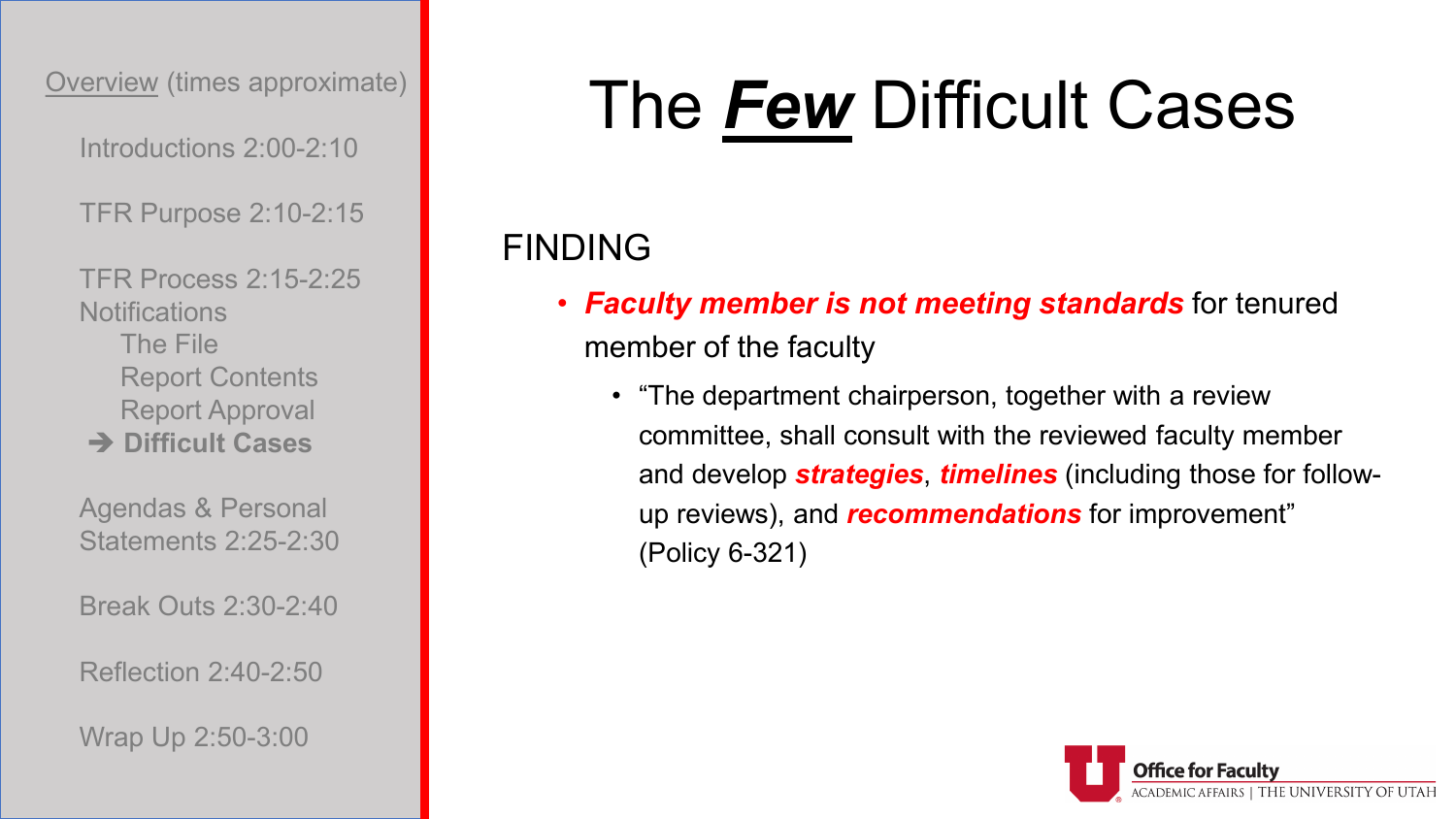Overview (times approximate)

- Introductions 2:00-2:10
- TFR Purpose 2:10-2:15
- TFR Process 2:15-2:25
  - Notifications
  - The File
  - Report Contents
  - Report Approval
  - ➔ **Difficult Cases**
- Agendas & Personal Statements 2:25-2:30
- Break Outs 2:30-2:40
- Reflection 2:40-2:50
- Wrap Up 2:50-3:00

# The ***Few*** Difficult Cases

FINDING

- ***Faculty member is not meeting standards*** for tenured member of the faculty
  - "The department chairperson, together with a review committee, shall consult with the reviewed faculty member and develop ***strategies***, ***timelines*** (including those for follow-up reviews), and ***recommendations*** for improvement" (Policy 6-321)

Office for Faculty
ACADEMIC AFFAIRS | THE UNIVERSITY OF UTAH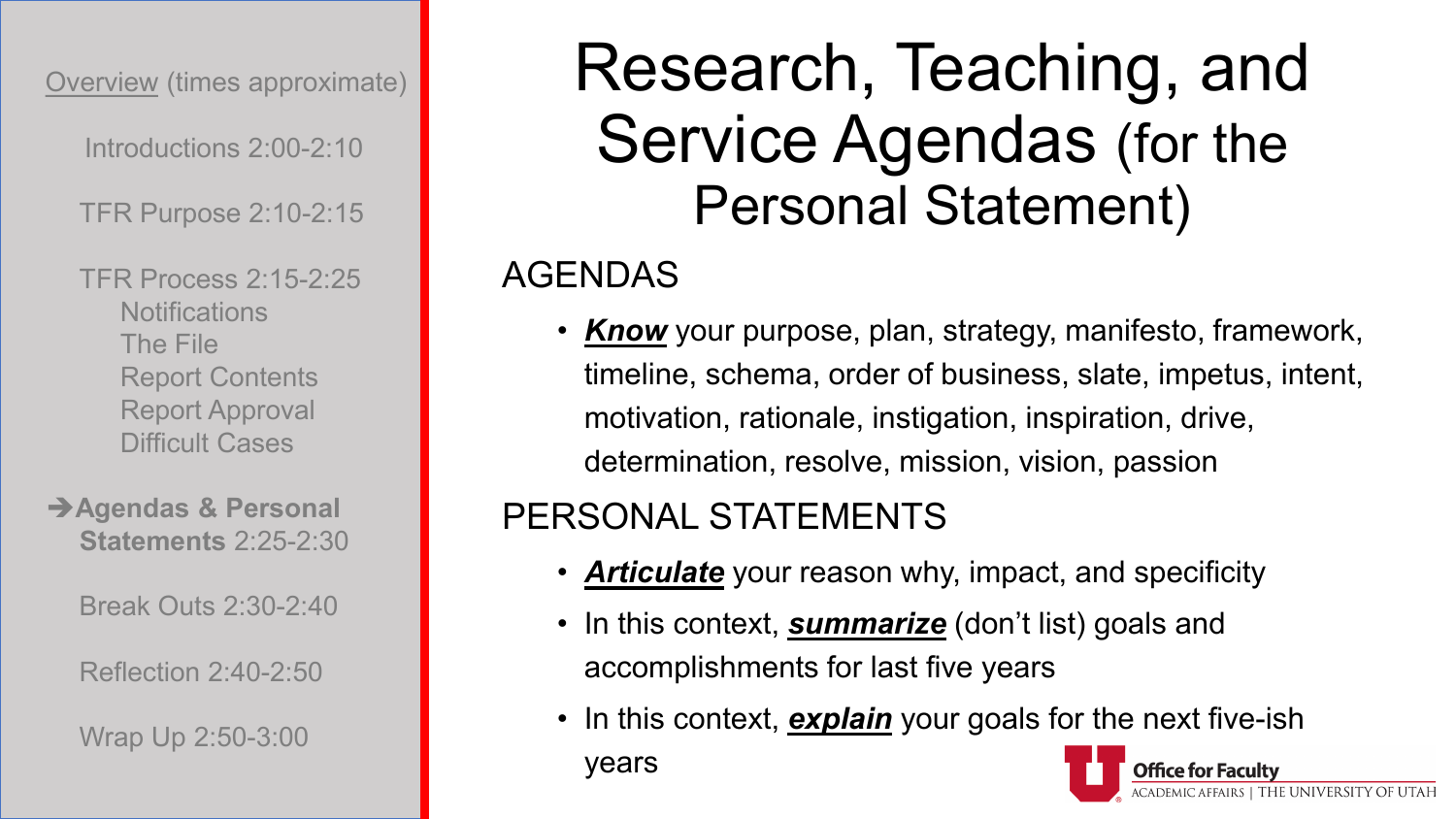Overview (times approximate)

Introductions 2:00-2:10

TFR Purpose 2:10-2:15

TFR Process 2:15-2:25
- Notifications
- The File
- Report Contents
- Report Approval
- Difficult Cases

➔**Agendas & Personal Statements** 2:25-2:30

Break Outs 2:30-2:40

Reflection 2:40-2:50

Wrap Up 2:50-3:00

# Research, Teaching, and Service Agendas (for the Personal Statement)

## AGENDAS

- ***Know*** your purpose, plan, strategy, manifesto, framework, timeline, schema, order of business, slate, impetus, intent, motivation, rationale, instigation, inspiration, drive, determination, resolve, mission, vision, passion

## PERSONAL STATEMENTS

- ***Articulate*** your reason why, impact, and specificity
- In this context, ***summarize*** (don't list) goals and accomplishments for last five years
- In this context, ***explain*** your goals for the next five-ish years

Office for Faculty
ACADEMIC AFFAIRS | THE UNIVERSITY OF UTAH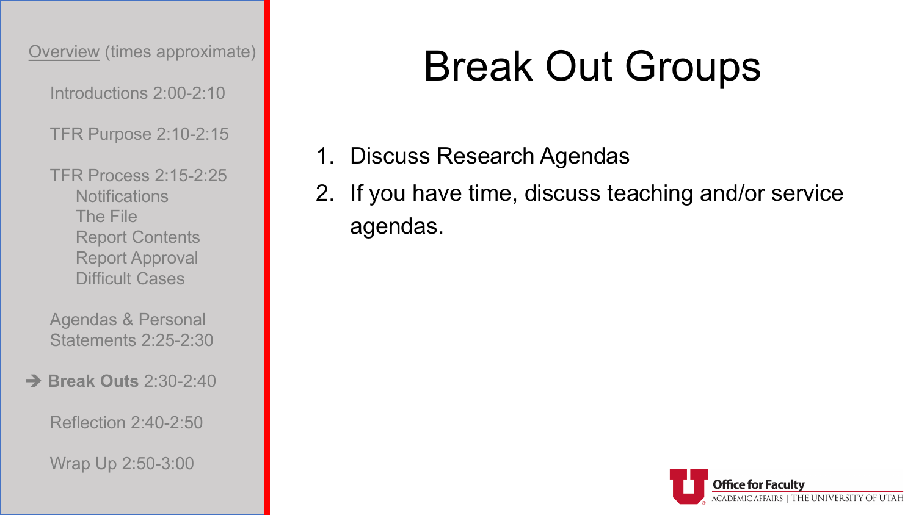Overview (times approximate)

- Introductions 2:00-2:10
- TFR Purpose 2:10-2:15
- TFR Process 2:15-2:25
  - Notifications
  - The File
  - Report Contents
  - Report Approval
  - Difficult Cases
- Agendas & Personal Statements 2:25-2:30
- ➔ **Break Outs** 2:30-2:40
- Reflection 2:40-2:50
- Wrap Up 2:50-3:00

# Break Out Groups

1. Discuss Research Agendas
2. If you have time, discuss teaching and/or service agendas.

Office for Faculty
ACADEMIC AFFAIRS | THE UNIVERSITY OF UTAH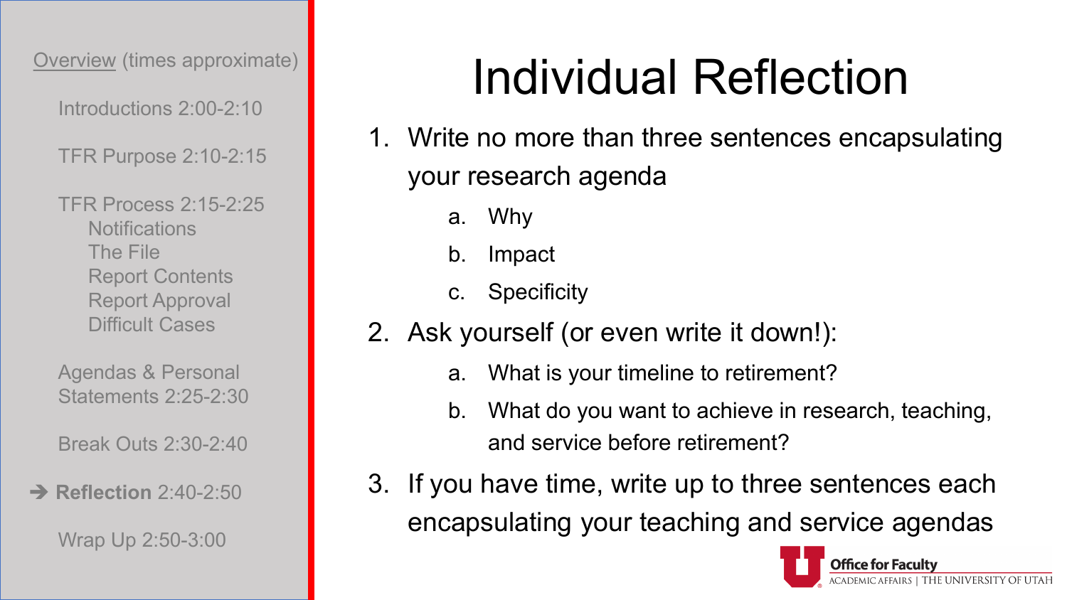Overview (times approximate)

- Introductions 2:00-2:10
- TFR Purpose 2:10-2:15
- TFR Process 2:15-2:25
  - Notifications
  - The File
  - Report Contents
  - Report Approval
  - Difficult Cases
- Agendas & Personal Statements 2:25-2:30
- Break Outs 2:30-2:40
- ➔ **Reflection** 2:40-2:50
- Wrap Up 2:50-3:00

# Individual Reflection

1. Write no more than three sentences encapsulating your research agenda
   a. Why
   b. Impact
   c. Specificity
2. Ask yourself (or even write it down!):
   a. What is your timeline to retirement?
   b. What do you want to achieve in research, teaching, and service before retirement?
3. If you have time, write up to three sentences each encapsulating your teaching and service agendas

Office for Faculty
ACADEMIC AFFAIRS | THE UNIVERSITY OF UTAH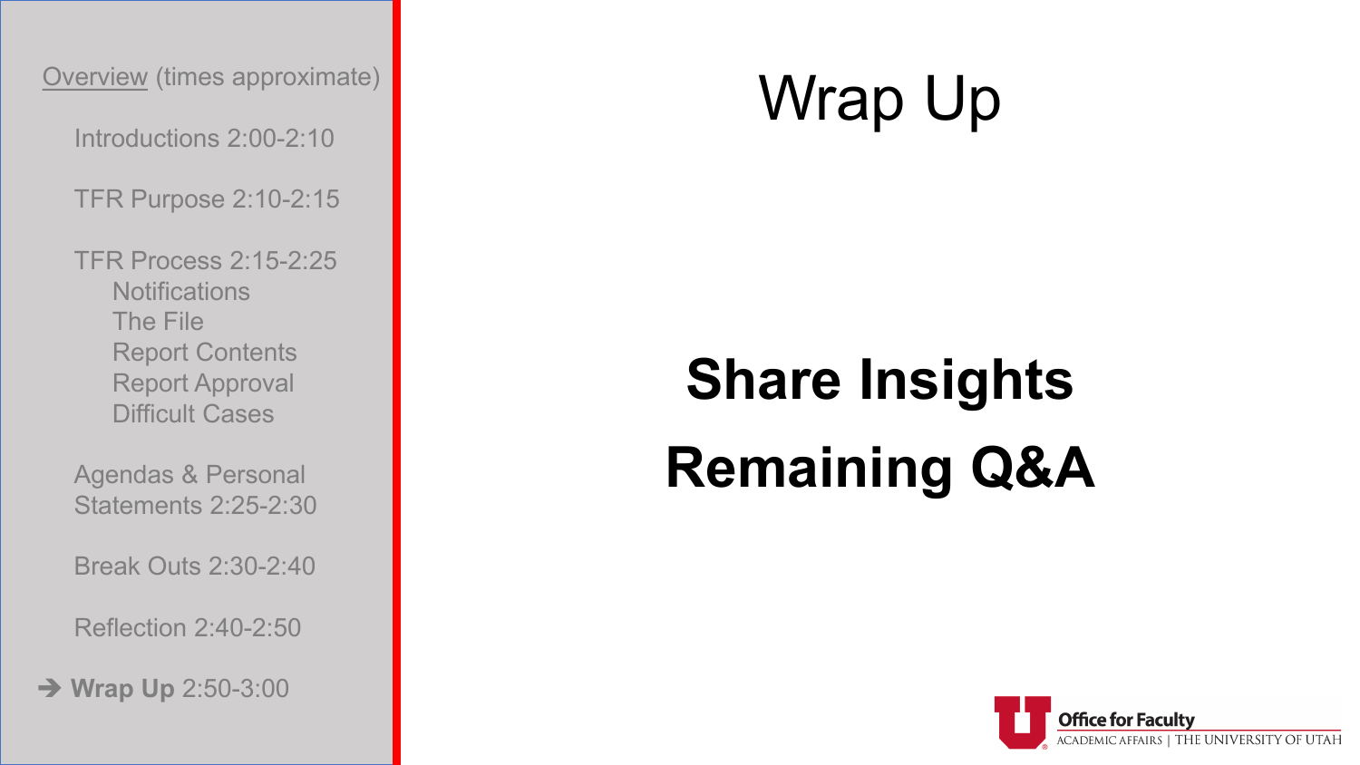Overview (times approximate)

- Introductions 2:00-2:10
- TFR Purpose 2:10-2:15
- TFR Process 2:15-2:25
  - Notifications
  - The File
  - Report Contents
  - Report Approval
  - Difficult Cases
- Agendas & Personal Statements 2:25-2:30
- Break Outs 2:30-2:40
- Reflection 2:40-2:50
- ➔ **Wrap Up** 2:50-3:00

# Wrap Up

**Share Insights**

**Remaining Q&A**

Office for Faculty
ACADEMIC AFFAIRS | THE UNIVERSITY OF UTAH